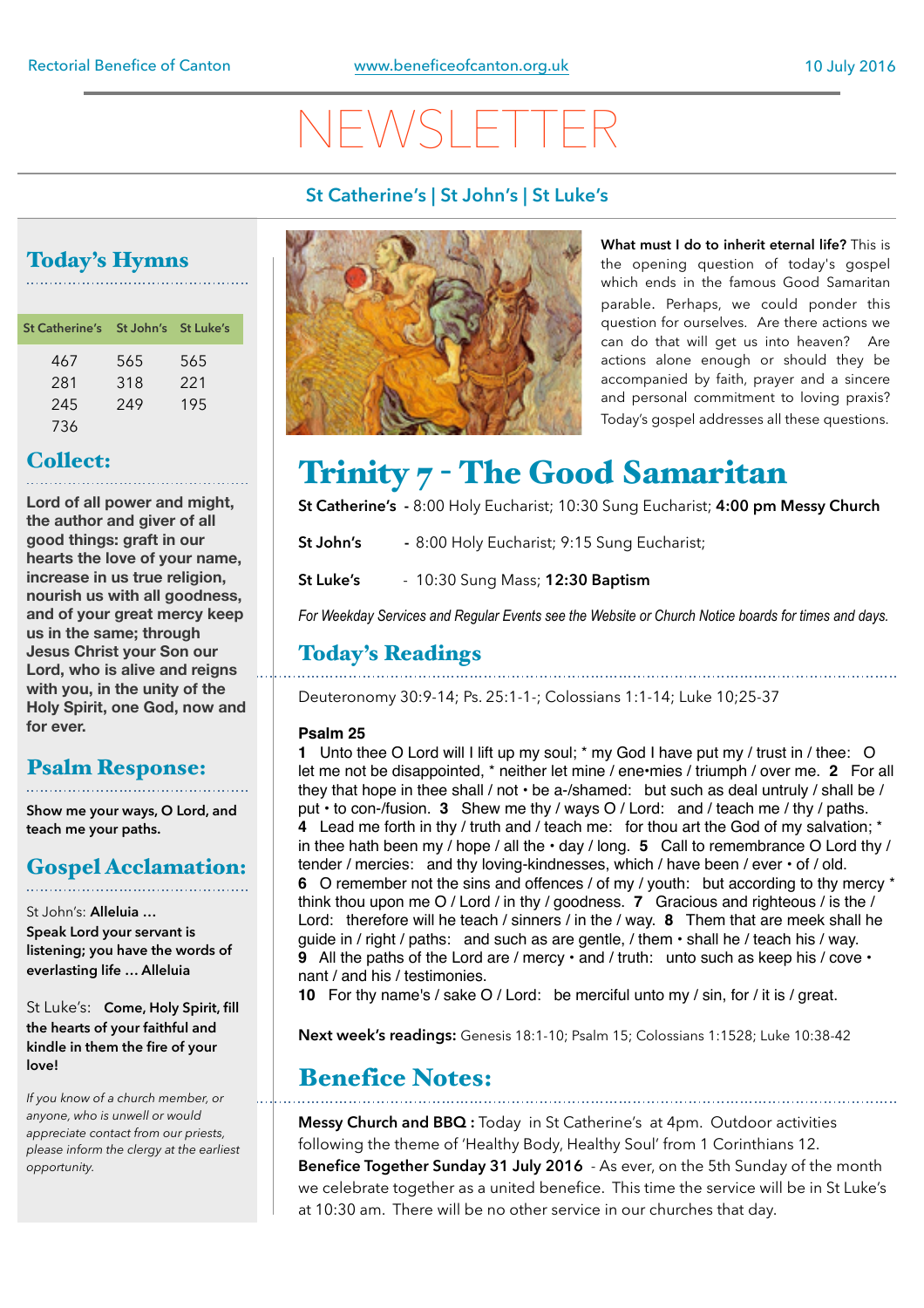Rectorial Benefice of Canton | www.beneficeofcanton.org.uk | 10 July 2016

# NEWSLETTER

**St Catherine's | St John's | St Luke's**

## Today's Hymns

| St Catherine's | St John's | St Luke's |
|---|---|---|
| 467 | 565 | 565 |
| 281 | 318 | 221 |
| 245 | 249 | 195 |
| 736 | | |

## Collect:

**Lord of all power and might, the author and giver of all good things: graft in our hearts the love of your name, increase in us true religion, nourish us with all goodness, and of your great mercy keep us in the same; through Jesus Christ your Son our Lord, who is alive and reigns with you, in the unity of the Holy Spirit, one God, now and for ever.**

## Psalm Response:

**Show me your ways, O Lord, and teach me your paths.**

## Gospel Acclamation:

St John's: **Alleluia … Speak Lord your servant is listening; you have the words of everlasting life … Alleluia**

St Luke's: **Come, Holy Spirit, fill the hearts of your faithful and kindle in them the fire of your love!**

*If you know of a church member, or anyone, who is unwell or would appreciate contact from our priests, please inform the clergy at the earliest opportunity.*

**What must I do to inherit eternal life?** This is the opening question of today's gospel which ends in the famous Good Samaritan parable. Perhaps, we could ponder this question for ourselves. Are there actions we can do that will get us into heaven? Are actions alone enough or should they be accompanied by faith, prayer and a sincere and personal commitment to loving praxis? Today's gospel addresses all these questions.

# Trinity 7 - The Good Samaritan

**St Catherine's** - 8:00 Holy Eucharist; 10:30 Sung Eucharist; **4:00 pm Messy Church**

**St John's** - 8:00 Holy Eucharist; 9:15 Sung Eucharist;

**St Luke's** - 10:30 Sung Mass; **12:30 Baptism**

*For Weekday Services and Regular Events see the Website or Church Notice boards for times and days.*

## Today's Readings

Deuteronomy 30:9-14; Ps. 25:1-1-; Colossians 1:1-14; Luke 10;25-37

**Psalm 25**

**1** Unto thee O Lord will I lift up my soul; * my God I have put my / trust in / thee: O let me not be disappointed, * neither let mine / ene•mies / triumph / over me. **2** For all they that hope in thee shall / not • be a-/shamed: but such as deal untruly / shall be / put • to con-/fusion. **3** Shew me thy / ways O / Lord: and / teach me / thy / paths. **4** Lead me forth in thy / truth and / teach me: for thou art the God of my salvation; * in thee hath been my / hope / all the • day / long. **5** Call to remembrance O Lord thy / tender / mercies: and thy loving-kindnesses, which / have been / ever • of / old. **6** O remember not the sins and offences / of my / youth: but according to thy mercy * think thou upon me O / Lord / in thy / goodness. **7** Gracious and righteous / is the / Lord: therefore will he teach / sinners / in the / way. **8** Them that are meek shall he guide in / right / paths: and such as are gentle, / them • shall he / teach his / way. **9** All the paths of the Lord are / mercy • and / truth: unto such as keep his / cove • nant / and his / testimonies. **10** For thy name's / sake O / Lord: be merciful unto my / sin, for / it is / great.

**Next week's readings:** Genesis 18:1-10; Psalm 15; Colossians 1:1528; Luke 10:38-42

## Benefice Notes:

**Messy Church and BBQ :** Today in St Catherine's at 4pm. Outdoor activities following the theme of 'Healthy Body, Healthy Soul' from 1 Corinthians 12.

**Benefice Together Sunday 31 July 2016** - As ever, on the 5th Sunday of the month we celebrate together as a united benefice. This time the service will be in St Luke's at 10:30 am. There will be no other service in our churches that day.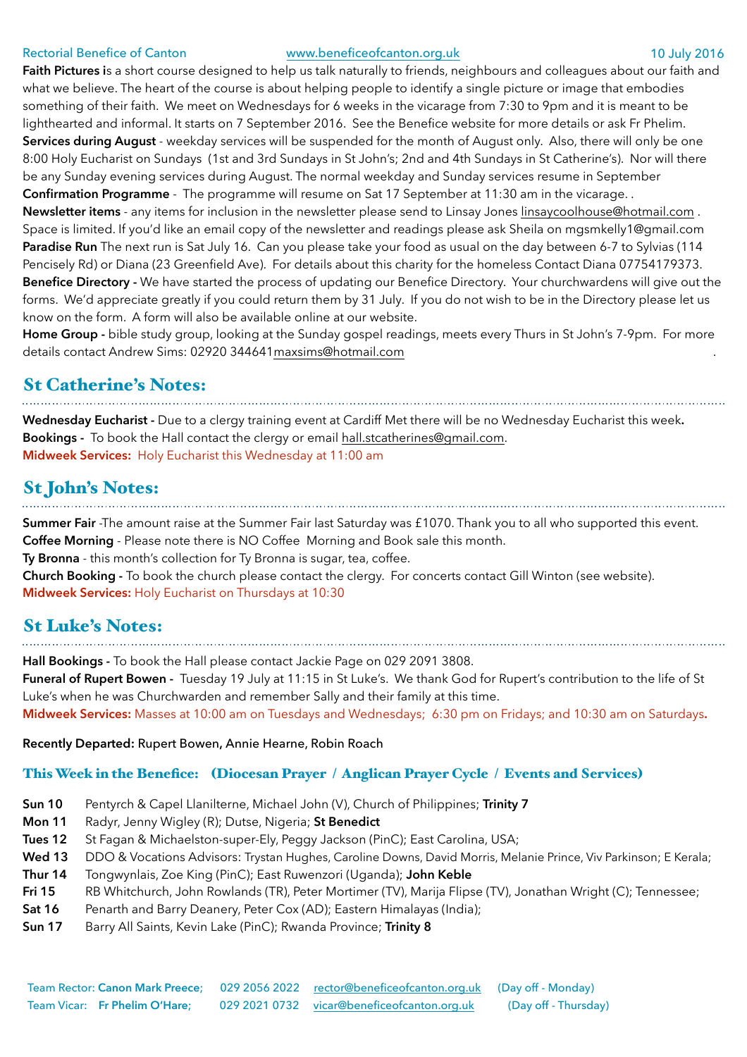**Faith Pictures i**s a short course designed to help us talk naturally to friends, neighbours and colleagues about our faith and what we believe. The heart of the course is about helping people to identify a single picture or image that embodies something of their faith. We meet on Wednesdays for 6 weeks in the vicarage from 7:30 to 9pm and it is meant to be lighthearted and informal. It starts on 7 September 2016. See the Benefice website for more details or ask Fr Phelim.

**Services during August** - weekday services will be suspended for the month of August only. Also, there will only be one 8:00 Holy Eucharist on Sundays (1st and 3rd Sundays in St John's; 2nd and 4th Sundays in St Catherine's). Nor will there be any Sunday evening services during August. The normal weekday and Sunday services resume in September

**Confirmation Programme** - The programme will resume on Sat 17 September at 11:30 am in the vicarage. .

**Newsletter items** - any items for inclusion in the newsletter please send to Linsay Jones linsaycoolhouse@hotmail.com . Space is limited. If you'd like an email copy of the newsletter and readings please ask Sheila on mgsmkelly1@gmail.com

**Paradise Run** The next run is Sat July 16. Can you please take your food as usual on the day between 6-7 to Sylvias (114 Pencisely Rd) or Diana (23 Greenfield Ave). For details about this charity for the homeless Contact Diana 07754179373.

**Benefice Directory -** We have started the process of updating our Benefice Directory. Your churchwardens will give out the forms. We'd appreciate greatly if you could return them by 31 July. If you do not wish to be in the Directory please let us know on the form. A form will also be available online at our website.

**Home Group -** bible study group, looking at the Sunday gospel readings, meets every Thurs in St John's 7-9pm. For more details contact Andrew Sims: 02920 344641maxsims@hotmail.com .

## St Catherine's Notes:

**Wednesday Eucharist -** Due to a clergy training event at Cardiff Met there will be no Wednesday Eucharist this week**.**

**Bookings -** To book the Hall contact the clergy or email hall.stcatherines@gmail.com.

**Midweek Services:** Holy Eucharist this Wednesday at 11:00 am

## St John's Notes:

**Summer Fair** -The amount raise at the Summer Fair last Saturday was £1070. Thank you to all who supported this event.

**Coffee Morning** - Please note there is NO Coffee Morning and Book sale this month.

**Ty Bronna** - this month's collection for Ty Bronna is sugar, tea, coffee.

**Church Booking -** To book the church please contact the clergy. For concerts contact Gill Winton (see website).

**Midweek Services:** Holy Eucharist on Thursdays at 10:30

## St Luke's Notes:

**Hall Bookings -** To book the Hall please contact Jackie Page on 029 2091 3808.

**Funeral of Rupert Bowen -** Tuesday 19 July at 11:15 in St Luke's. We thank God for Rupert's contribution to the life of St Luke's when he was Churchwarden and remember Sally and their family at this time.

**Midweek Services:** Masses at 10:00 am on Tuesdays and Wednesdays; 6:30 pm on Fridays; and 10:30 am on Saturdays**.**

**Recently Departed:** Rupert Bowen, Annie Hearne, Robin Roach

### This Week in the Benefice: (Diocesan Prayer / Anglican Prayer Cycle / Events and Services)

| | |
|---|---|
| **Sun 10** | Pentyrch & Capel Llanilterne, Michael John (V), Church of Philippines; **Trinity 7** |
| **Mon 11** | Radyr, Jenny Wigley (R); Dutse, Nigeria; **St Benedict** |
| **Tues 12** | St Fagan & Michaelston-super-Ely, Peggy Jackson (PinC); East Carolina, USA; |
| **Wed 13** | DDO & Vocations Advisors: Trystan Hughes, Caroline Downs, David Morris, Melanie Prince, Viv Parkinson; E Kerala; |
| **Thur 14** | Tongwynlais, Zoe King (PinC); East Ruwenzori (Uganda); **John Keble** |
| **Fri 15** | RB Whitchurch, John Rowlands (TR), Peter Mortimer (TV), Marija Flipse (TV), Jonathan Wright (C); Tennessee; |
| **Sat 16** | Penarth and Barry Deanery, Peter Cox (AD); Eastern Himalayas (India); |
| **Sun 17** | Barry All Saints, Kevin Lake (PinC); Rwanda Province; **Trinity 8** |

Team Rector: **Canon Mark Preece;** 029 2056 2022 rector@beneficeofcanton.org.uk (Day off - Monday)
Team Vicar: **Fr Phelim O'Hare;** 029 2021 0732 vicar@beneficeofcanton.org.uk (Day off - Thursday)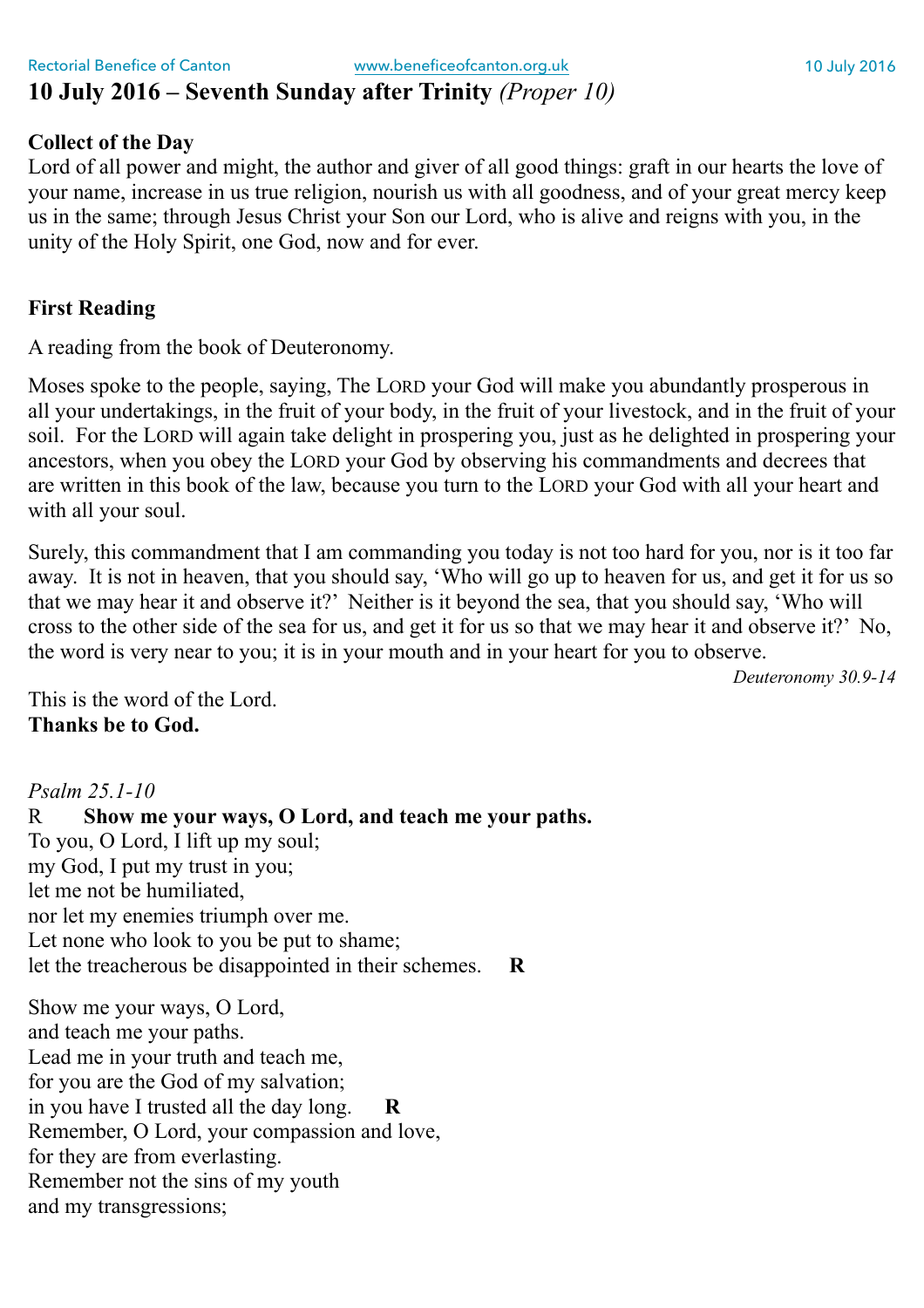# 10 July 2016 – Seventh Sunday after Trinity *(Proper 10)*

**Collect of the Day**

Lord of all power and might, the author and giver of all good things: graft in our hearts the love of your name, increase in us true religion, nourish us with all goodness, and of your great mercy keep us in the same; through Jesus Christ your Son our Lord, who is alive and reigns with you, in the unity of the Holy Spirit, one God, now and for ever.

**First Reading**

A reading from the book of Deuteronomy.

Moses spoke to the people, saying, The LORD your God will make you abundantly prosperous in all your undertakings, in the fruit of your body, in the fruit of your livestock, and in the fruit of your soil. For the LORD will again take delight in prospering you, just as he delighted in prospering your ancestors, when you obey the LORD your God by observing his commandments and decrees that are written in this book of the law, because you turn to the LORD your God with all your heart and with all your soul.

Surely, this commandment that I am commanding you today is not too hard for you, nor is it too far away. It is not in heaven, that you should say, 'Who will go up to heaven for us, and get it for us so that we may hear it and observe it?' Neither is it beyond the sea, that you should say, 'Who will cross to the other side of the sea for us, and get it for us so that we may hear it and observe it?' No, the word is very near to you; it is in your mouth and in your heart for you to observe.

*Deuteronomy 30.9-14*

This is the word of the Lord.
**Thanks be to God.**

*Psalm 25.1-10*

R **Show me your ways, O Lord, and teach me your paths.**

To you, O Lord, I lift up my soul;
my God, I put my trust in you;
let me not be humiliated,
nor let my enemies triumph over me.
Let none who look to you be put to shame;
let the treacherous be disappointed in their schemes. **R**

Show me your ways, O Lord,
and teach me your paths.
Lead me in your truth and teach me,
for you are the God of my salvation;
in you have I trusted all the day long. **R**
Remember, O Lord, your compassion and love,
for they are from everlasting.
Remember not the sins of my youth
and my transgressions;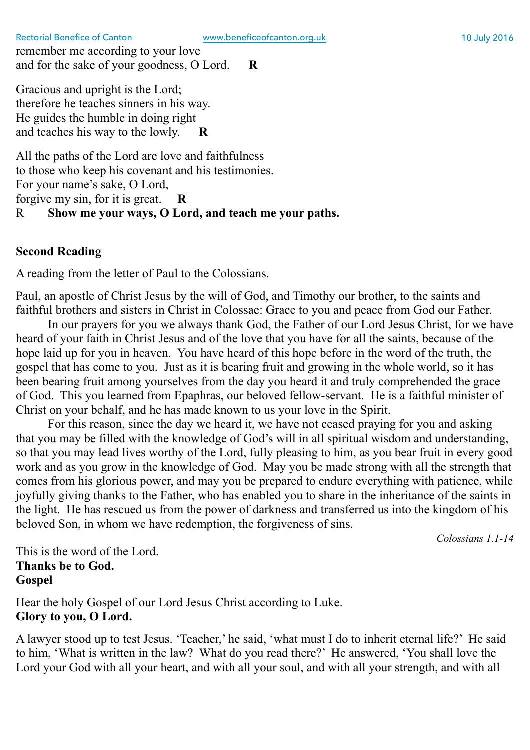remember me according to your love  
and for the sake of your goodness, O Lord.      **R**

Gracious and upright is the Lord;  
therefore he teaches sinners in his way.  
He guides the humble in doing right  
and teaches his way to the lowly.      **R**

All the paths of the Lord are love and faithfulness  
to those who keep his covenant and his testimonies.  
For your name's sake, O Lord,  
forgive my sin, for it is great.      **R**  
R      **Show me your ways, O Lord, and teach me your paths.**

**Second Reading**

A reading from the letter of Paul to the Colossians.

Paul, an apostle of Christ Jesus by the will of God, and Timothy our brother, to the saints and faithful brothers and sisters in Christ in Colossae: Grace to you and peace from God our Father.

In our prayers for you we always thank God, the Father of our Lord Jesus Christ, for we have heard of your faith in Christ Jesus and of the love that you have for all the saints, because of the hope laid up for you in heaven. You have heard of this hope before in the word of the truth, the gospel that has come to you. Just as it is bearing fruit and growing in the whole world, so it has been bearing fruit among yourselves from the day you heard it and truly comprehended the grace of God. This you learned from Epaphras, our beloved fellow-servant. He is a faithful minister of Christ on your behalf, and he has made known to us your love in the Spirit.

For this reason, since the day we heard it, we have not ceased praying for you and asking that you may be filled with the knowledge of God's will in all spiritual wisdom and understanding, so that you may lead lives worthy of the Lord, fully pleasing to him, as you bear fruit in every good work and as you grow in the knowledge of God. May you be made strong with all the strength that comes from his glorious power, and may you be prepared to endure everything with patience, while joyfully giving thanks to the Father, who has enabled you to share in the inheritance of the saints in the light. He has rescued us from the power of darkness and transferred us into the kingdom of his beloved Son, in whom we have redemption, the forgiveness of sins.

*Colossians 1.1-14*

This is the word of the Lord.  
**Thanks be to God.**

**Gospel**

Hear the holy Gospel of our Lord Jesus Christ according to Luke.  
**Glory to you, O Lord.**

A lawyer stood up to test Jesus. 'Teacher,' he said, 'what must I do to inherit eternal life?' He said to him, 'What is written in the law? What do you read there?' He answered, 'You shall love the Lord your God with all your heart, and with all your soul, and with all your strength, and with all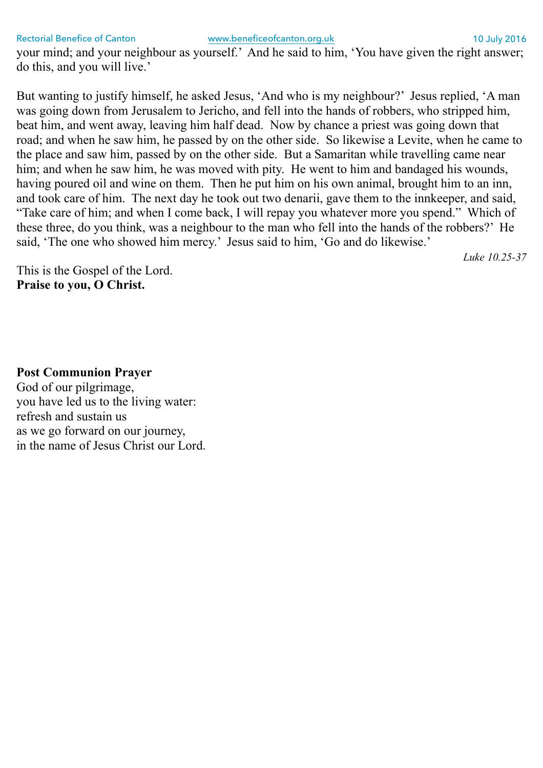your mind; and your neighbour as yourself.' And he said to him, 'You have given the right answer; do this, and you will live.'

But wanting to justify himself, he asked Jesus, 'And who is my neighbour?' Jesus replied, 'A man was going down from Jerusalem to Jericho, and fell into the hands of robbers, who stripped him, beat him, and went away, leaving him half dead. Now by chance a priest was going down that road; and when he saw him, he passed by on the other side. So likewise a Levite, when he came to the place and saw him, passed by on the other side. But a Samaritan while travelling came near him; and when he saw him, he was moved with pity. He went to him and bandaged his wounds, having poured oil and wine on them. Then he put him on his own animal, brought him to an inn, and took care of him. The next day he took out two denarii, gave them to the innkeeper, and said, "Take care of him; and when I come back, I will repay you whatever more you spend." Which of these three, do you think, was a neighbour to the man who fell into the hands of the robbers?' He said, 'The one who showed him mercy.' Jesus said to him, 'Go and do likewise.'

*Luke 10.25-37*

This is the Gospel of the Lord.
**Praise to you, O Christ.**

**Post Communion Prayer**

God of our pilgrimage,
you have led us to the living water:
refresh and sustain us
as we go forward on our journey,
in the name of Jesus Christ our Lord.